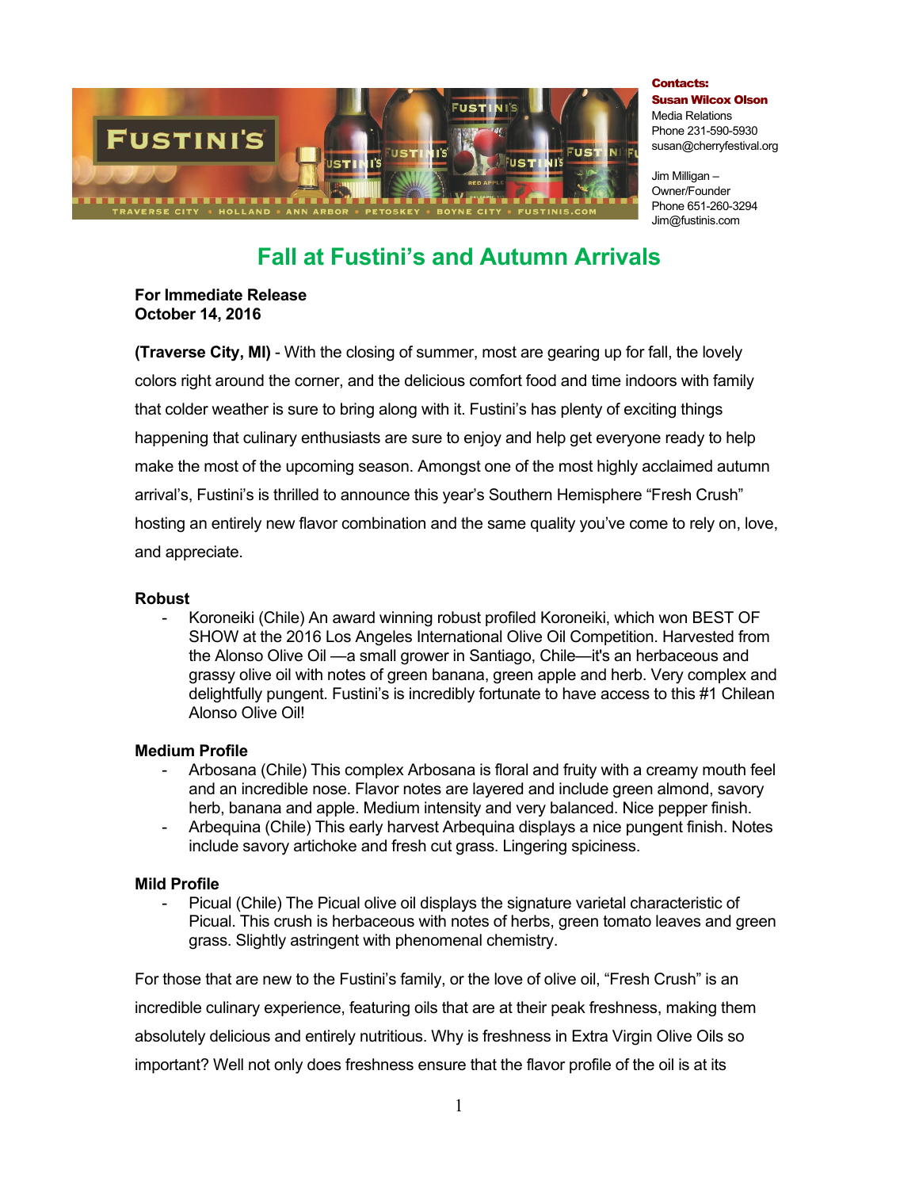**Contacts:**
**Susan Wilcox Olson**
Media Relations
Phone 231-590-5930
susan@cherryfestival.org

Jim Milligan –
Owner/Founder
Phone 651-260-3294
Jim@fustinis.com

# Fall at Fustini's and Autumn Arrivals

**For Immediate Release**
**October 14, 2016**

**(Traverse City, MI)** - With the closing of summer, most are gearing up for fall, the lovely colors right around the corner, and the delicious comfort food and time indoors with family that colder weather is sure to bring along with it. Fustini's has plenty of exciting things happening that culinary enthusiasts are sure to enjoy and help get everyone ready to help make the most of the upcoming season. Amongst one of the most highly acclaimed autumn arrival's, Fustini's is thrilled to announce this year's Southern Hemisphere "Fresh Crush" hosting an entirely new flavor combination and the same quality you've come to rely on, love, and appreciate.

**Robust**

- Koroneiki (Chile) An award winning robust profiled Koroneiki, which won BEST OF SHOW at the 2016 Los Angeles International Olive Oil Competition. Harvested from the Alonso Olive Oil —a small grower in Santiago, Chile—it's an herbaceous and grassy olive oil with notes of green banana, green apple and herb. Very complex and delightfully pungent. Fustini's is incredibly fortunate to have access to this #1 Chilean Alonso Olive Oil!

**Medium Profile**

- Arbosana (Chile) This complex Arbosana is floral and fruity with a creamy mouth feel and an incredible nose. Flavor notes are layered and include green almond, savory herb, banana and apple. Medium intensity and very balanced. Nice pepper finish.
- Arbequina (Chile) This early harvest Arbequina displays a nice pungent finish. Notes include savory artichoke and fresh cut grass. Lingering spiciness.

**Mild Profile**

- Picual (Chile) The Picual olive oil displays the signature varietal characteristic of Picual. This crush is herbaceous with notes of herbs, green tomato leaves and green grass. Slightly astringent with phenomenal chemistry.

For those that are new to the Fustini's family, or the love of olive oil, "Fresh Crush" is an incredible culinary experience, featuring oils that are at their peak freshness, making them absolutely delicious and entirely nutritious. Why is freshness in Extra Virgin Olive Oils so important? Well not only does freshness ensure that the flavor profile of the oil is at its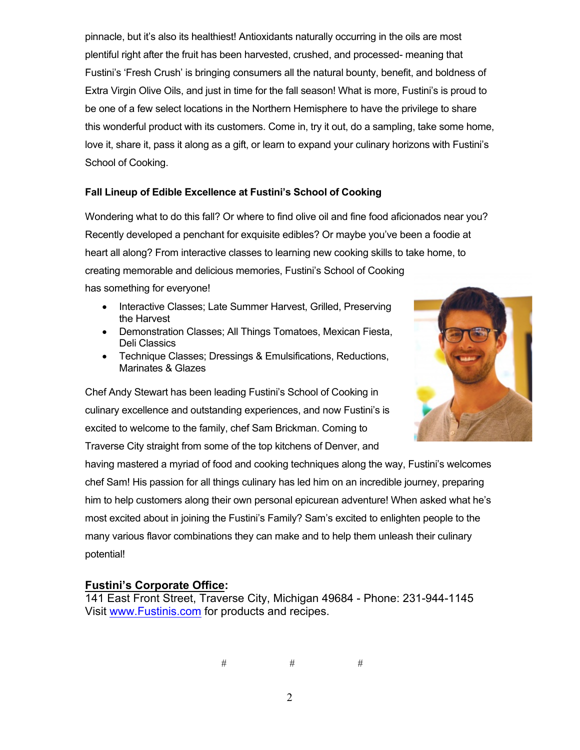pinnacle, but it's also its healthiest! Antioxidants naturally occurring in the oils are most plentiful right after the fruit has been harvested, crushed, and processed- meaning that Fustini's 'Fresh Crush' is bringing consumers all the natural bounty, benefit, and boldness of Extra Virgin Olive Oils, and just in time for the fall season! What is more, Fustini's is proud to be one of a few select locations in the Northern Hemisphere to have the privilege to share this wonderful product with its customers. Come in, try it out, do a sampling, take some home, love it, share it, pass it along as a gift, or learn to expand your culinary horizons with Fustini's School of Cooking.

**Fall Lineup of Edible Excellence at Fustini's School of Cooking**

Wondering what to do this fall? Or where to find olive oil and fine food aficionados near you? Recently developed a penchant for exquisite edibles? Or maybe you've been a foodie at heart all along? From interactive classes to learning new cooking skills to take home, to creating memorable and delicious memories, Fustini's School of Cooking has something for everyone!

- Interactive Classes; Late Summer Harvest, Grilled, Preserving the Harvest
- Demonstration Classes; All Things Tomatoes, Mexican Fiesta, Deli Classics
- Technique Classes; Dressings & Emulsifications, Reductions, Marinates & Glazes

Chef Andy Stewart has been leading Fustini's School of Cooking in culinary excellence and outstanding experiences, and now Fustini's is excited to welcome to the family, chef Sam Brickman. Coming to Traverse City straight from some of the top kitchens of Denver, and having mastered a myriad of food and cooking techniques along the way, Fustini's welcomes chef Sam! His passion for all things culinary has led him on an incredible journey, preparing him to help customers along their own personal epicurean adventure! When asked what he's most excited about in joining the Fustini's Family? Sam's excited to enlighten people to the many various flavor combinations they can make and to help them unleash their culinary potential!

**Fustini's Corporate Office:**
141 East Front Street, Traverse City, Michigan 49684 - Phone: 231-944-1145
Visit www.Fustinis.com for products and recipes.

# # #